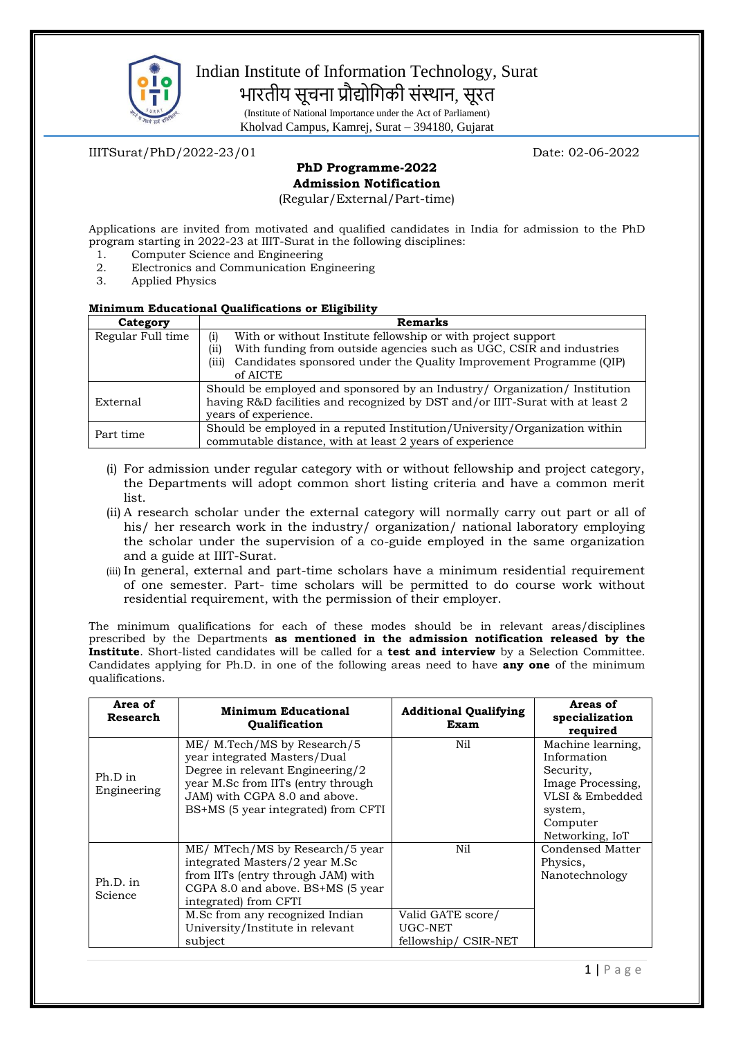# Indian Institute of Information Technology, Surat

भारतीय सूचना प्रौद्योगिकी संस्थान, सूरत

(Institute of National Importance under the Act of Parliament)

Kholvad Campus, Kamrej, Surat – 394180, Gujarat

IIITSurat/PhD/2022-23/01 Date: 02-06-2022

## PhD Programme-2022
## Admission Notification

(Regular/External/Part-time)

Applications are invited from motivated and qualified candidates in India for admission to the PhD program starting in 2022-23 at IIIT-Surat in the following disciplines:

1. Computer Science and Engineering
2. Electronics and Communication Engineering
3. Applied Physics

**Minimum Educational Qualifications or Eligibility**

| Category | Remarks |
|---|---|
| Regular Full time | (i) With or without Institute fellowship or with project support<br>(ii) With funding from outside agencies such as UGC, CSIR and industries<br>(iii) Candidates sponsored under the Quality Improvement Programme (QIP) of AICTE |
| External | Should be employed and sponsored by an Industry/ Organization/ Institution having R&D facilities and recognized by DST and/or IIIT-Surat with at least 2 years of experience. |
| Part time | Should be employed in a reputed Institution/University/Organization within commutable distance, with at least 2 years of experience |

(i) For admission under regular category with or without fellowship and project category, the Departments will adopt common short listing criteria and have a common merit list.

(ii) A research scholar under the external category will normally carry out part or all of his/ her research work in the industry/ organization/ national laboratory employing the scholar under the supervision of a co-guide employed in the same organization and a guide at IIIT-Surat.

(iii) In general, external and part-time scholars have a minimum residential requirement of one semester. Part- time scholars will be permitted to do course work without residential requirement, with the permission of their employer.

The minimum qualifications for each of these modes should be in relevant areas/disciplines prescribed by the Departments **as mentioned in the admission notification released by the Institute**. Short-listed candidates will be called for a **test and interview** by a Selection Committee. Candidates applying for Ph.D. in one of the following areas need to have **any one** of the minimum qualifications.

| Area of Research | Minimum Educational Qualification | Additional Qualifying Exam | Areas of specialization required |
|---|---|---|---|
| Ph.D in Engineering | ME/ M.Tech/MS by Research/5 year integrated Masters/Dual Degree in relevant Engineering/2 year M.Sc from IITs (entry through JAM) with CGPA 8.0 and above. BS+MS (5 year integrated) from CFTI | Nil | Machine learning, Information Security, Image Processing, VLSI & Embedded system, Computer Networking, IoT |
| Ph.D. in Science | ME/ MTech/MS by Research/5 year integrated Masters/2 year M.Sc from IITs (entry through JAM) with CGPA 8.0 and above. BS+MS (5 year integrated) from CFTI | Nil | Condensed Matter Physics, Nanotechnology |
| | M.Sc from any recognized Indian University/Institute in relevant subject | Valid GATE score/ UGC-NET fellowship/ CSIR-NET | |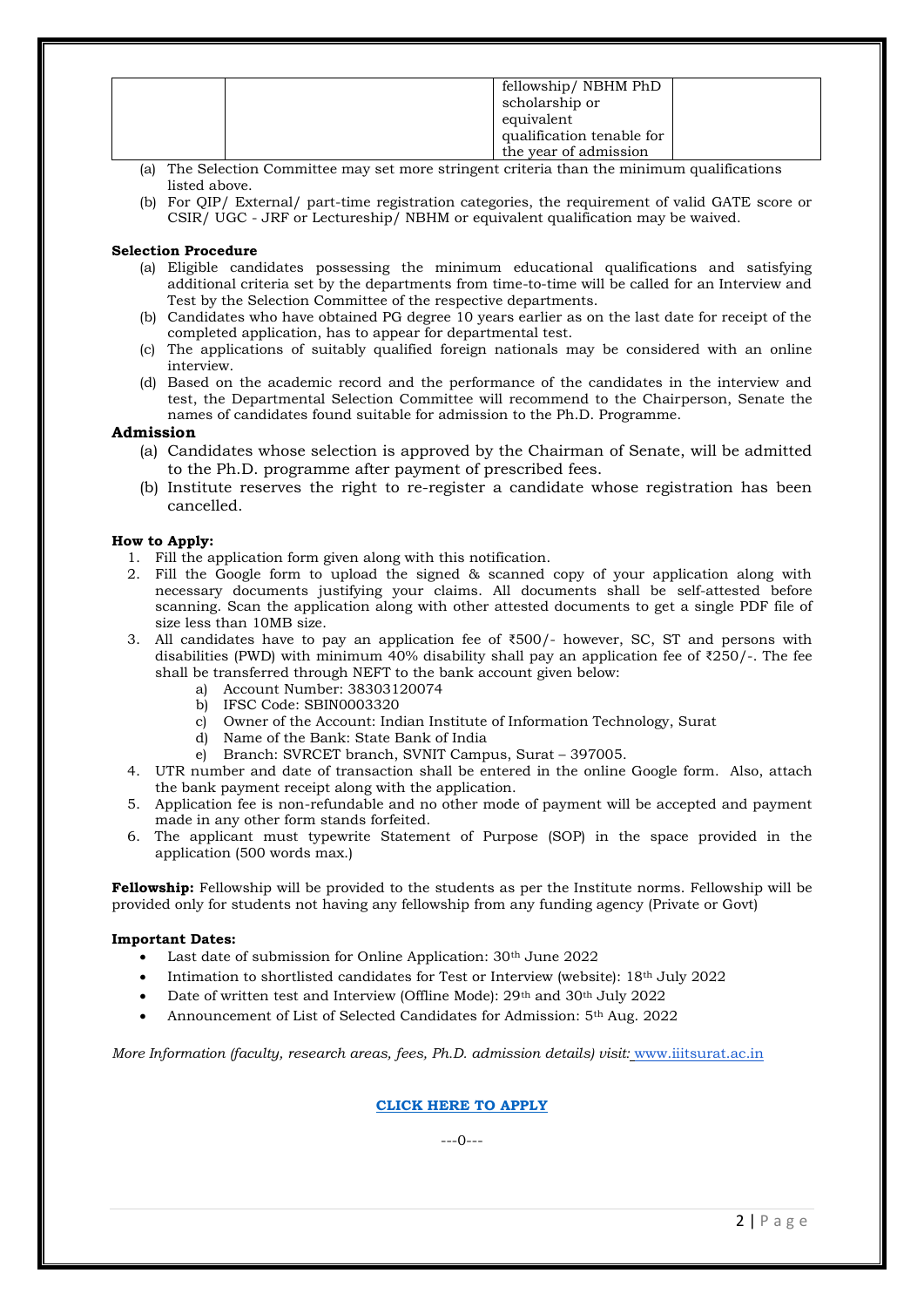| | | | |
|---|---|---|---|
| | | fellowship/ NBHM PhD scholarship or equivalent qualification tenable for the year of admission | |

(a) The Selection Committee may set more stringent criteria than the minimum qualifications listed above.

(b) For QIP/ External/ part-time registration categories, the requirement of valid GATE score or CSIR/ UGC - JRF or Lectureship/ NBHM or equivalent qualification may be waived.

**Selection Procedure**

(a) Eligible candidates possessing the minimum educational qualifications and satisfying additional criteria set by the departments from time-to-time will be called for an Interview and Test by the Selection Committee of the respective departments.

(b) Candidates who have obtained PG degree 10 years earlier as on the last date for receipt of the completed application, has to appear for departmental test.

(c) The applications of suitably qualified foreign nationals may be considered with an online interview.

(d) Based on the academic record and the performance of the candidates in the interview and test, the Departmental Selection Committee will recommend to the Chairperson, Senate the names of candidates found suitable for admission to the Ph.D. Programme.

**Admission**

(a) Candidates whose selection is approved by the Chairman of Senate, will be admitted to the Ph.D. programme after payment of prescribed fees.

(b) Institute reserves the right to re-register a candidate whose registration has been cancelled.

**How to Apply:**

1. Fill the application form given along with this notification.
2. Fill the Google form to upload the signed & scanned copy of your application along with necessary documents justifying your claims. All documents shall be self-attested before scanning. Scan the application along with other attested documents to get a single PDF file of size less than 10MB size.
3. All candidates have to pay an application fee of ₹500/- however, SC, ST and persons with disabilities (PWD) with minimum 40% disability shall pay an application fee of ₹250/-. The fee shall be transferred through NEFT to the bank account given below:
   a) Account Number: 38303120074
   b) IFSC Code: SBIN0003320
   c) Owner of the Account: Indian Institute of Information Technology, Surat
   d) Name of the Bank: State Bank of India
   e) Branch: SVRCET branch, SVNIT Campus, Surat – 397005.
4. UTR number and date of transaction shall be entered in the online Google form. Also, attach the bank payment receipt along with the application.
5. Application fee is non-refundable and no other mode of payment will be accepted and payment made in any other form stands forfeited.
6. The applicant must typewrite Statement of Purpose (SOP) in the space provided in the application (500 words max.)

**Fellowship:** Fellowship will be provided to the students as per the Institute norms. Fellowship will be provided only for students not having any fellowship from any funding agency (Private or Govt)

**Important Dates:**

- Last date of submission for Online Application: 30th June 2022
- Intimation to shortlisted candidates for Test or Interview (website): 18th July 2022
- Date of written test and Interview (Offline Mode): 29th and 30th July 2022
- Announcement of List of Selected Candidates for Admission: 5th Aug. 2022

*More Information (faculty, research areas, fees, Ph.D. admission details) visit:* www.iiitsurat.ac.in

**CLICK HERE TO APPLY**

---0---